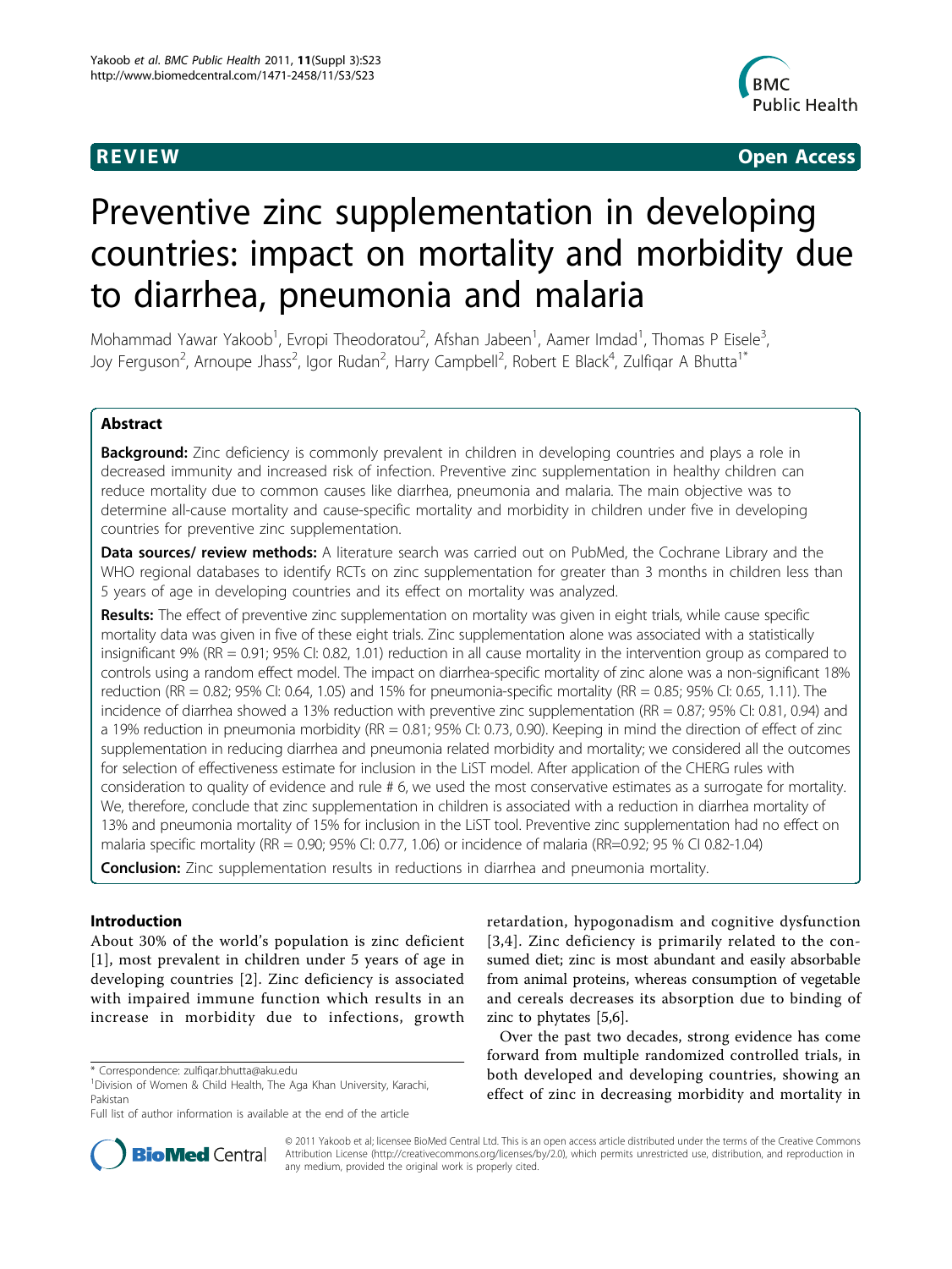REVIEW **Open Access**

# Preventive zinc supplementation in developing countries: impact on mortality and morbidity due to diarrhea, pneumonia and malaria

Mohammad Yawar Yakoob[1], Evropi Theodoratou[2], Afshan Jabeen[1], Aamer Imdad[1], Thomas P Eisele[3], Joy Ferguson[2], Arnoupe Jhass[2], Igor Rudan[2], Harry Campbell[2], Robert E Black[4], Zulfiqar A Bhutta[1*]

## Abstract

**Background:** Zinc deficiency is commonly prevalent in children in developing countries and plays a role in decreased immunity and increased risk of infection. Preventive zinc supplementation in healthy children can reduce mortality due to common causes like diarrhea, pneumonia and malaria. The main objective was to determine all-cause mortality and cause-specific mortality and morbidity in children under five in developing countries for preventive zinc supplementation.

**Data sources/ review methods:** A literature search was carried out on PubMed, the Cochrane Library and the WHO regional databases to identify RCTs on zinc supplementation for greater than 3 months in children less than 5 years of age in developing countries and its effect on mortality was analyzed.

**Results:** The effect of preventive zinc supplementation on mortality was given in eight trials, while cause specific mortality data was given in five of these eight trials. Zinc supplementation alone was associated with a statistically insignificant 9% (RR = 0.91; 95% CI: 0.82, 1.01) reduction in all cause mortality in the intervention group as compared to controls using a random effect model. The impact on diarrhea-specific mortality of zinc alone was a non-significant 18% reduction (RR = 0.82; 95% CI: 0.64, 1.05) and 15% for pneumonia-specific mortality (RR = 0.85; 95% CI: 0.65, 1.11). The incidence of diarrhea showed a 13% reduction with preventive zinc supplementation (RR = 0.87; 95% CI: 0.81, 0.94) and a 19% reduction in pneumonia morbidity (RR = 0.81; 95% CI: 0.73, 0.90). Keeping in mind the direction of effect of zinc supplementation in reducing diarrhea and pneumonia related morbidity and mortality; we considered all the outcomes for selection of effectiveness estimate for inclusion in the LiST model. After application of the CHERG rules with consideration to quality of evidence and rule # 6, we used the most conservative estimates as a surrogate for mortality. We, therefore, conclude that zinc supplementation in children is associated with a reduction in diarrhea mortality of 13% and pneumonia mortality of 15% for inclusion in the LiST tool. Preventive zinc supplementation had no effect on malaria specific mortality (RR = 0.90; 95% CI: 0.77, 1.06) or incidence of malaria (RR=0.92; 95 % CI 0.82-1.04)

**Conclusion:** Zinc supplementation results in reductions in diarrhea and pneumonia mortality.

## Introduction

About 30% of the world's population is zinc deficient [1], most prevalent in children under 5 years of age in developing countries [2]. Zinc deficiency is associated with impaired immune function which results in an increase in morbidity due to infections, growth retardation, hypogonadism and cognitive dysfunction [3,4]. Zinc deficiency is primarily related to the consumed diet; zinc is most abundant and easily absorbable from animal proteins, whereas consumption of vegetable and cereals decreases its absorption due to binding of zinc to phytates [5,6].

Over the past two decades, strong evidence has come forward from multiple randomized controlled trials, in both developed and developing countries, showing an effect of zinc in decreasing morbidity and mortality in

\* Correspondence: zulfiqar.bhutta@aku.edu
[1]Division of Women & Child Health, The Aga Khan University, Karachi, Pakistan
Full list of author information is available at the end of the article

© 2011 Yakoob et al; licensee BioMed Central Ltd. This is an open access article distributed under the terms of the Creative Commons Attribution License (http://creativecommons.org/licenses/by/2.0), which permits unrestricted use, distribution, and reproduction in any medium, provided the original work is properly cited.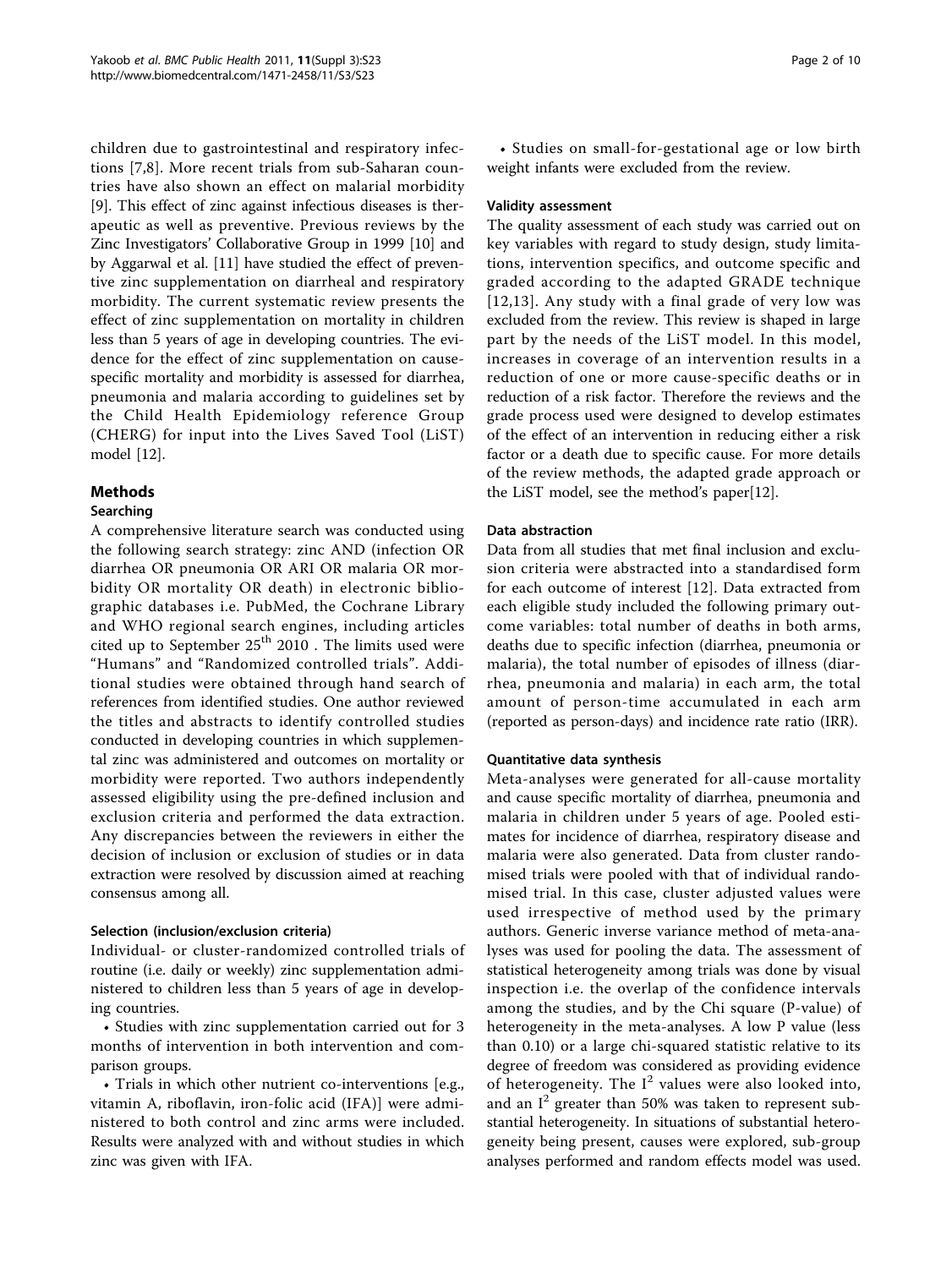children due to gastrointestinal and respiratory infections [7,8]. More recent trials from sub-Saharan countries have also shown an effect on malarial morbidity [9]. This effect of zinc against infectious diseases is therapeutic as well as preventive. Previous reviews by the Zinc Investigators' Collaborative Group in 1999 [10] and by Aggarwal et al. [11] have studied the effect of preventive zinc supplementation on diarrheal and respiratory morbidity. The current systematic review presents the effect of zinc supplementation on mortality in children less than 5 years of age in developing countries. The evidence for the effect of zinc supplementation on cause-specific mortality and morbidity is assessed for diarrhea, pneumonia and malaria according to guidelines set by the Child Health Epidemiology reference Group (CHERG) for input into the Lives Saved Tool (LiST) model [12].

## Methods

### Searching

A comprehensive literature search was conducted using the following search strategy: zinc AND (infection OR diarrhea OR pneumonia OR ARI OR malaria OR morbidity OR mortality OR death) in electronic bibliographic databases i.e. PubMed, the Cochrane Library and WHO regional search engines, including articles cited up to September 25th 2010 . The limits used were "Humans" and "Randomized controlled trials". Additional studies were obtained through hand search of references from identified studies. One author reviewed the titles and abstracts to identify controlled studies conducted in developing countries in which supplemental zinc was administered and outcomes on mortality or morbidity were reported. Two authors independently assessed eligibility using the pre-defined inclusion and exclusion criteria and performed the data extraction. Any discrepancies between the reviewers in either the decision of inclusion or exclusion of studies or in data extraction were resolved by discussion aimed at reaching consensus among all.

### Selection (inclusion/exclusion criteria)

Individual- or cluster-randomized controlled trials of routine (i.e. daily or weekly) zinc supplementation administered to children less than 5 years of age in developing countries.

- Studies with zinc supplementation carried out for 3 months of intervention in both intervention and comparison groups.
- Trials in which other nutrient co-interventions [e.g., vitamin A, riboflavin, iron-folic acid (IFA)] were administered to both control and zinc arms were included. Results were analyzed with and without studies in which zinc was given with IFA.
- Studies on small-for-gestational age or low birth weight infants were excluded from the review.

### Validity assessment

The quality assessment of each study was carried out on key variables with regard to study design, study limitations, intervention specifics, and outcome specific and graded according to the adapted GRADE technique [12,13]. Any study with a final grade of very low was excluded from the review. This review is shaped in large part by the needs of the LiST model. In this model, increases in coverage of an intervention results in a reduction of one or more cause-specific deaths or in reduction of a risk factor. Therefore the reviews and the grade process used were designed to develop estimates of the effect of an intervention in reducing either a risk factor or a death due to specific cause. For more details of the review methods, the adapted grade approach or the LiST model, see the method's paper[12].

### Data abstraction

Data from all studies that met final inclusion and exclusion criteria were abstracted into a standardised form for each outcome of interest [12]. Data extracted from each eligible study included the following primary outcome variables: total number of deaths in both arms, deaths due to specific infection (diarrhea, pneumonia or malaria), the total number of episodes of illness (diarrhea, pneumonia and malaria) in each arm, the total amount of person-time accumulated in each arm (reported as person-days) and incidence rate ratio (IRR).

### Quantitative data synthesis

Meta-analyses were generated for all-cause mortality and cause specific mortality of diarrhea, pneumonia and malaria in children under 5 years of age. Pooled estimates for incidence of diarrhea, respiratory disease and malaria were also generated. Data from cluster randomised trials were pooled with that of individual randomised trial. In this case, cluster adjusted values were used irrespective of method used by the primary authors. Generic inverse variance method of meta-analyses was used for pooling the data. The assessment of statistical heterogeneity among trials was done by visual inspection i.e. the overlap of the confidence intervals among the studies, and by the Chi square (P-value) of heterogeneity in the meta-analyses. A low P value (less than 0.10) or a large chi-squared statistic relative to its degree of freedom was considered as providing evidence of heterogeneity. The $I^2$ values were also looked into, and an $I^2$ greater than 50% was taken to represent substantial heterogeneity. In situations of substantial heterogeneity being present, causes were explored, sub-group analyses performed and random effects model was used.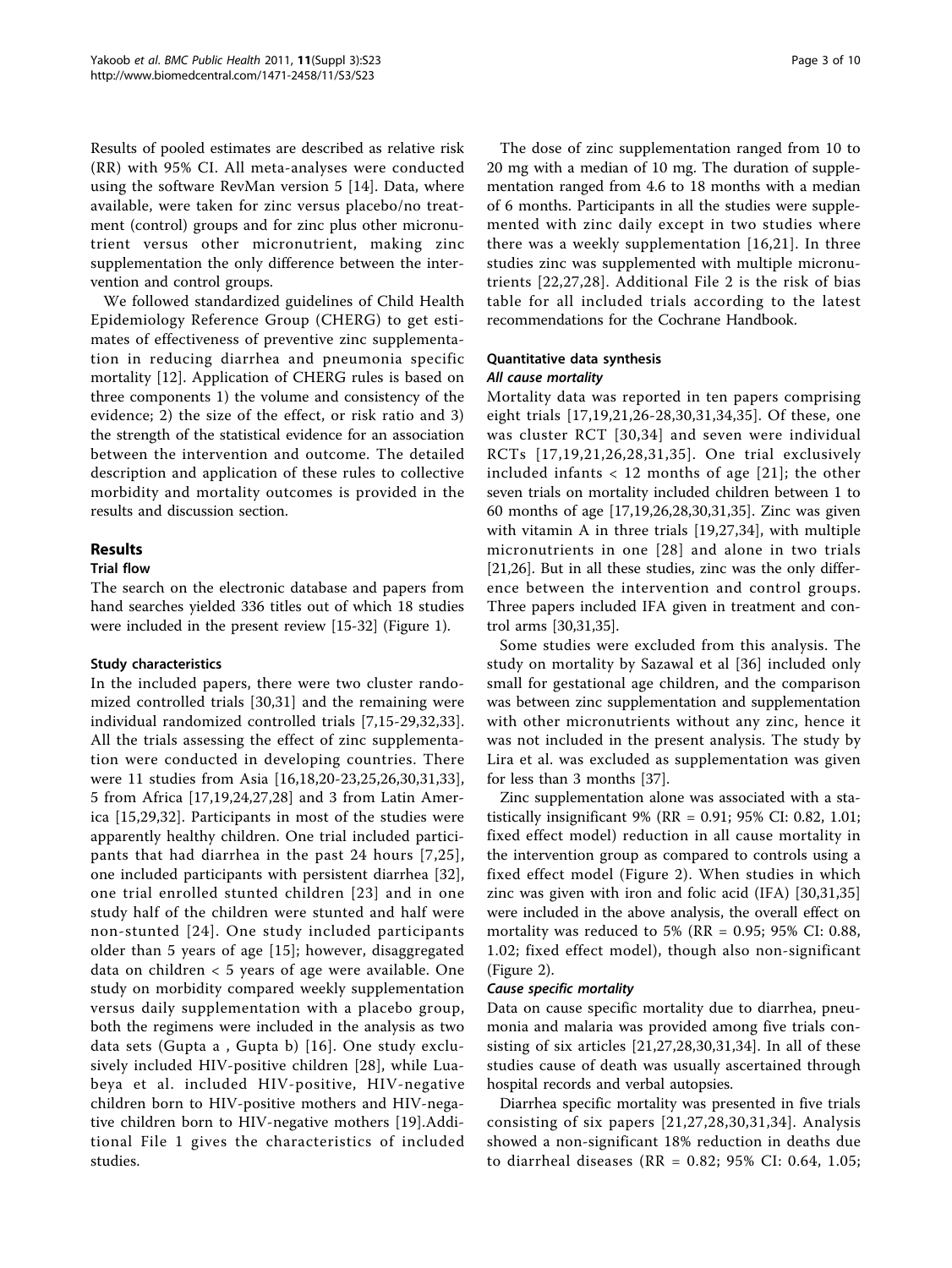Results of pooled estimates are described as relative risk (RR) with 95% CI. All meta-analyses were conducted using the software RevMan version 5 [14]. Data, where available, were taken for zinc versus placebo/no treatment (control) groups and for zinc plus other micronutrient versus other micronutrient, making zinc supplementation the only difference between the intervention and control groups.

We followed standardized guidelines of Child Health Epidemiology Reference Group (CHERG) to get estimates of effectiveness of preventive zinc supplementation in reducing diarrhea and pneumonia specific mortality [12]. Application of CHERG rules is based on three components 1) the volume and consistency of the evidence; 2) the size of the effect, or risk ratio and 3) the strength of the statistical evidence for an association between the intervention and outcome. The detailed description and application of these rules to collective morbidity and mortality outcomes is provided in the results and discussion section.

## Results

### Trial flow

The search on the electronic database and papers from hand searches yielded 336 titles out of which 18 studies were included in the present review [15-32] (Figure 1).

### Study characteristics

In the included papers, there were two cluster randomized controlled trials [30,31] and the remaining were individual randomized controlled trials [7,15-29,32,33]. All the trials assessing the effect of zinc supplementation were conducted in developing countries. There were 11 studies from Asia [16,18,20-23,25,26,30,31,33], 5 from Africa [17,19,24,27,28] and 3 from Latin America [15,29,32]. Participants in most of the studies were apparently healthy children. One trial included participants that had diarrhea in the past 24 hours [7,25], one included participants with persistent diarrhea [32], one trial enrolled stunted children [23] and in one study half of the children were stunted and half were non-stunted [24]. One study included participants older than 5 years of age [15]; however, disaggregated data on children < 5 years of age were available. One study on morbidity compared weekly supplementation versus daily supplementation with a placebo group, both the regimens were included in the analysis as two data sets (Gupta a , Gupta b) [16]. One study exclusively included HIV-positive children [28], while Luabeya et al. included HIV-positive, HIV-negative children born to HIV-positive mothers and HIV-negative children born to HIV-negative mothers [19]. Additional File 1 gives the characteristics of included studies.

The dose of zinc supplementation ranged from 10 to 20 mg with a median of 10 mg. The duration of supplementation ranged from 4.6 to 18 months with a median of 6 months. Participants in all the studies were supplemented with zinc daily except in two studies where there was a weekly supplementation [16,21]. In three studies zinc was supplemented with multiple micronutrients [22,27,28]. Additional File 2 is the risk of bias table for all included trials according to the latest recommendations for the Cochrane Handbook.

### Quantitative data synthesis

#### *All cause mortality*

Mortality data was reported in ten papers comprising eight trials [17,19,21,26-28,30,31,34,35]. Of these, one was cluster RCT [30,34] and seven were individual RCTs [17,19,21,26,28,31,35]. One trial exclusively included infants < 12 months of age [21]; the other seven trials on mortality included children between 1 to 60 months of age [17,19,26,28,30,31,35]. Zinc was given with vitamin A in three trials [19,27,34], with multiple micronutrients in one [28] and alone in two trials [21,26]. But in all these studies, zinc was the only difference between the intervention and control groups. Three papers included IFA given in treatment and control arms [30,31,35].

Some studies were excluded from this analysis. The study on mortality by Sazawal et al [36] included only small for gestational age children, and the comparison was between zinc supplementation and supplementation with other micronutrients without any zinc, hence it was not included in the present analysis. The study by Lira et al. was excluded as supplementation was given for less than 3 months [37].

Zinc supplementation alone was associated with a statistically insignificant 9% (RR = 0.91; 95% CI: 0.82, 1.01; fixed effect model) reduction in all cause mortality in the intervention group as compared to controls using a fixed effect model (Figure 2). When studies in which zinc was given with iron and folic acid (IFA) [30,31,35] were included in the above analysis, the overall effect on mortality was reduced to 5% (RR = 0.95; 95% CI: 0.88, 1.02; fixed effect model), though also non-significant (Figure 2).

#### *Cause specific mortality*

Data on cause specific mortality due to diarrhea, pneumonia and malaria was provided among five trials consisting of six articles [21,27,28,30,31,34]. In all of these studies cause of death was usually ascertained through hospital records and verbal autopsies.

Diarrhea specific mortality was presented in five trials consisting of six papers [21,27,28,30,31,34]. Analysis showed a non-significant 18% reduction in deaths due to diarrheal diseases (RR = 0.82; 95% CI: 0.64, 1.05;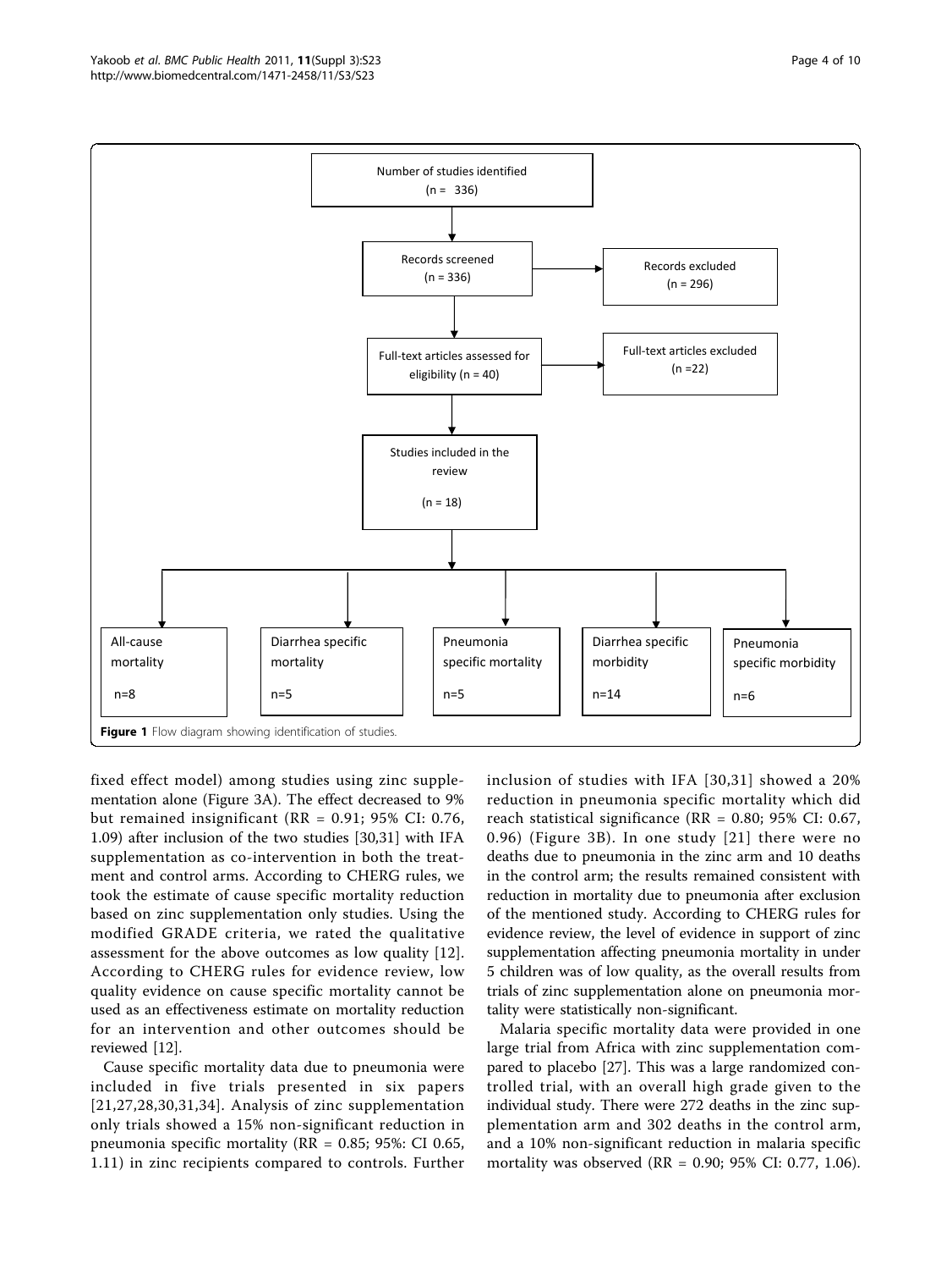Number of studies identified (n = 336)

Records screened (n = 336)

Records excluded (n = 296)

Full-text articles assessed for eligibility (n = 40)

Full-text articles excluded (n =22)

Studies included in the review (n = 18)

| All-cause mortality | Diarrhea specific mortality | Pneumonia specific mortality | Diarrhea specific morbidity | Pneumonia specific morbidity |
|---|---|---|---|---|
| n=8 | n=5 | n=5 | n=14 | n=6 |

**Figure 1** Flow diagram showing identification of studies.

fixed effect model) among studies using zinc supplementation alone (Figure 3A). The effect decreased to 9% but remained insignificant (RR = 0.91; 95% CI: 0.76, 1.09) after inclusion of the two studies [30,31] with IFA supplementation as co-intervention in both the treatment and control arms. According to CHERG rules, we took the estimate of cause specific mortality reduction based on zinc supplementation only studies. Using the modified GRADE criteria, we rated the qualitative assessment for the above outcomes as low quality [12]. According to CHERG rules for evidence review, low quality evidence on cause specific mortality cannot be used as an effectiveness estimate on mortality reduction for an intervention and other outcomes should be reviewed [12].

Cause specific mortality data due to pneumonia were included in five trials presented in six papers [21,27,28,30,31,34]. Analysis of zinc supplementation only trials showed a 15% non-significant reduction in pneumonia specific mortality (RR = 0.85; 95%: CI 0.65, 1.11) in zinc recipients compared to controls. Further inclusion of studies with IFA [30,31] showed a 20% reduction in pneumonia specific mortality which did reach statistical significance (RR = 0.80; 95% CI: 0.67, 0.96) (Figure 3B). In one study [21] there were no deaths due to pneumonia in the zinc arm and 10 deaths in the control arm; the results remained consistent with reduction in mortality due to pneumonia after exclusion of the mentioned study. According to CHERG rules for evidence review, the level of evidence in support of zinc supplementation affecting pneumonia mortality in under 5 children was of low quality, as the overall results from trials of zinc supplementation alone on pneumonia mortality were statistically non-significant.

Malaria specific mortality data were provided in one large trial from Africa with zinc supplementation compared to placebo [27]. This was a large randomized controlled trial, with an overall high grade given to the individual study. There were 272 deaths in the zinc supplementation arm and 302 deaths in the control arm, and a 10% non-significant reduction in malaria specific mortality was observed (RR = 0.90; 95% CI: 0.77, 1.06).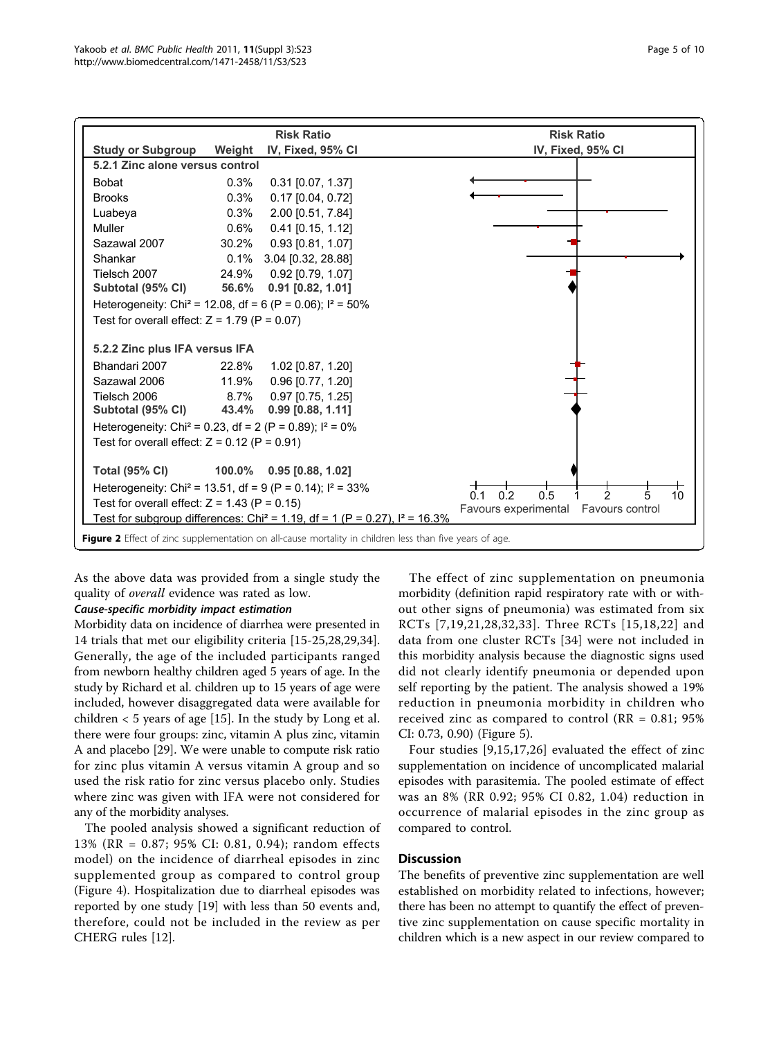| Study or Subgroup | Weight | Risk Ratio IV, Fixed, 95% CI |
|---|---|---|
| **5.2.1 Zinc alone versus control** | | |
| Bobat | 0.3% | 0.31 [0.07, 1.37] |
| Brooks | 0.3% | 0.17 [0.04, 0.72] |
| Luabeya | 0.3% | 2.00 [0.51, 7.84] |
| Muller | 0.6% | 0.41 [0.15, 1.12] |
| Sazawal 2007 | 30.2% | 0.93 [0.81, 1.07] |
| Shankar | 0.1% | 3.04 [0.32, 28.88] |
| Tielsch 2007 | 24.9% | 0.92 [0.79, 1.07] |
| **Subtotal (95% CI)** | **56.6%** | **0.91 [0.82, 1.01]** |
| Heterogeneity: $Chi^2 = 12.08$, df = 6 (P = 0.06); $I^2 = 50\%$ | | |
| Test for overall effect: Z = 1.79 (P = 0.07) | | |
| **5.2.2 Zinc plus IFA versus IFA** | | |
| Bhandari 2007 | 22.8% | 1.02 [0.87, 1.20] |
| Sazawal 2006 | 11.9% | 0.96 [0.77, 1.20] |
| Tielsch 2006 | 8.7% | 0.97 [0.75, 1.25] |
| **Subtotal (95% CI)** | **43.4%** | **0.99 [0.88, 1.11]** |
| Heterogeneity: $Chi^2 = 0.23$, df = 2 (P = 0.89); $I^2 = 0\%$ | | |
| Test for overall effect: Z = 0.12 (P = 0.91) | | |
| **Total (95% CI)** | **100.0%** | **0.95 [0.88, 1.02]** |
| Heterogeneity: $Chi^2 = 13.51$, df = 9 (P = 0.14); $I^2 = 33\%$ | | |
| Test for overall effect: Z = 1.43 (P = 0.15) | | |
| Test for subgroup differences: $Chi^2 = 1.19$, df = 1 (P = 0.27), $I^2 = 16.3\%$ | | |

Risk Ratio IV, Fixed, 95% CI: 0.1 0.2 0.5 1 2 5 10 — Favours experimental / Favours control

**Figure 2** Effect of zinc supplementation on all-cause mortality in children less than five years of age.

As the above data was provided from a single study the quality of *overall* evidence was rated as low.

#### *Cause-specific morbidity impact estimation*

Morbidity data on incidence of diarrhea were presented in 14 trials that met our eligibility criteria [15-25,28,29,34]. Generally, the age of the included participants ranged from newborn healthy children aged 5 years of age. In the study by Richard et al. children up to 15 years of age were included, however disaggregated data were available for children < 5 years of age [15]. In the study by Long et al. there were four groups: zinc, vitamin A plus zinc, vitamin A and placebo [29]. We were unable to compute risk ratio for zinc plus vitamin A versus vitamin A group and so used the risk ratio for zinc versus placebo only. Studies where zinc was given with IFA were not considered for any of the morbidity analyses.

The pooled analysis showed a significant reduction of 13% (RR = 0.87; 95% CI: 0.81, 0.94); random effects model) on the incidence of diarrheal episodes in zinc supplemented group as compared to control group (Figure 4). Hospitalization due to diarrheal episodes was reported by one study [19] with less than 50 events and, therefore, could not be included in the review as per CHERG rules [12].

The effect of zinc supplementation on pneumonia morbidity (definition rapid respiratory rate with or without other signs of pneumonia) was estimated from six RCTs [7,19,21,28,32,33]. Three RCTs [15,18,22] and data from one cluster RCTs [34] were not included in this morbidity analysis because the diagnostic signs used did not clearly identify pneumonia or depended upon self reporting by the patient. The analysis showed a 19% reduction in pneumonia morbidity in children who received zinc as compared to control (RR = 0.81; 95% CI: 0.73, 0.90) (Figure 5).

Four studies [9,15,17,26] evaluated the effect of zinc supplementation on incidence of uncomplicated malarial episodes with parasitemia. The pooled estimate of effect was an 8% (RR 0.92; 95% CI 0.82, 1.04) reduction in occurrence of malarial episodes in the zinc group as compared to control.

## Discussion

The benefits of preventive zinc supplementation are well established on morbidity related to infections, however; there has been no attempt to quantify the effect of preventive zinc supplementation on cause specific mortality in children which is a new aspect in our review compared to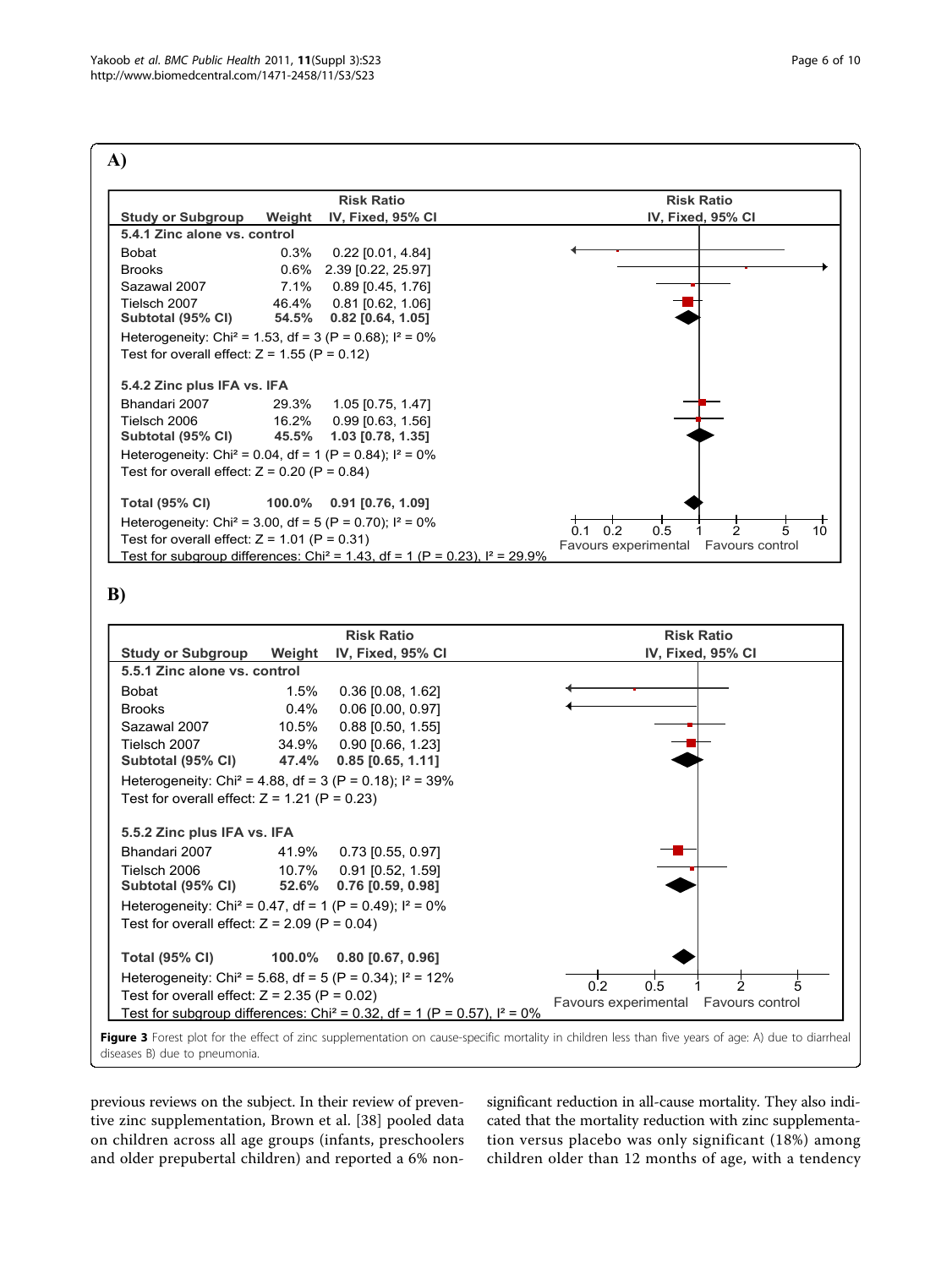**A)**

| Study or Subgroup | Weight | Risk Ratio IV, Fixed, 95% CI |
| --- | --- | --- |
| **5.4.1 Zinc alone vs. control** | | |
| Bobat | 0.3% | 0.22 [0.01, 4.84] |
| Brooks | 0.6% | 2.39 [0.22, 25.97] |
| Sazawal 2007 | 7.1% | 0.89 [0.45, 1.76] |
| Tielsch 2007 | 46.4% | 0.81 [0.62, 1.06] |
| **Subtotal (95% CI)** | **54.5%** | **0.82 [0.64, 1.05]** |
| Heterogeneity: Chi² = 1.53, df = 3 (P = 0.68); I² = 0% | | |
| Test for overall effect: Z = 1.55 (P = 0.12) | | |
| **5.4.2 Zinc plus IFA vs. IFA** | | |
| Bhandari 2007 | 29.3% | 1.05 [0.75, 1.47] |
| Tielsch 2006 | 16.2% | 0.99 [0.63, 1.56] |
| **Subtotal (95% CI)** | **45.5%** | **1.03 [0.78, 1.35]** |
| Heterogeneity: Chi² = 0.04, df = 1 (P = 0.84); I² = 0% | | |
| Test for overall effect: Z = 0.20 (P = 0.84) | | |
| **Total (95% CI)** | **100.0%** | **0.91 [0.76, 1.09]** |
| Heterogeneity: Chi² = 3.00, df = 5 (P = 0.70); I² = 0% | | |
| Test for overall effect: Z = 1.01 (P = 0.31) | | |
| Test for subgroup differences: Chi² = 1.43, df = 1 (P = 0.23), I² = 29.9% | | |

Favours experimental — Favours control

**B)**

| Study or Subgroup | Weight | Risk Ratio IV, Fixed, 95% CI |
| --- | --- | --- |
| **5.5.1 Zinc alone vs. control** | | |
| Bobat | 1.5% | 0.36 [0.08, 1.62] |
| Brooks | 0.4% | 0.06 [0.00, 0.97] |
| Sazawal 2007 | 10.5% | 0.88 [0.50, 1.55] |
| Tielsch 2007 | 34.9% | 0.90 [0.66, 1.23] |
| **Subtotal (95% CI)** | **47.4%** | **0.85 [0.65, 1.11]** |
| Heterogeneity: Chi² = 4.88, df = 3 (P = 0.18); I² = 39% | | |
| Test for overall effect: Z = 1.21 (P = 0.23) | | |
| **5.5.2 Zinc plus IFA vs. IFA** | | |
| Bhandari 2007 | 41.9% | 0.73 [0.55, 0.97] |
| Tielsch 2006 | 10.7% | 0.91 [0.52, 1.59] |
| **Subtotal (95% CI)** | **52.6%** | **0.76 [0.59, 0.98]** |
| Heterogeneity: Chi² = 0.47, df = 1 (P = 0.49); I² = 0% | | |
| Test for overall effect: Z = 2.09 (P = 0.04) | | |
| **Total (95% CI)** | **100.0%** | **0.80 [0.67, 0.96]** |
| Heterogeneity: Chi² = 5.68, df = 5 (P = 0.34); I² = 12% | | |
| Test for overall effect: Z = 2.35 (P = 0.02) | | |
| Test for subgroup differences: Chi² = 0.32, df = 1 (P = 0.57), I² = 0% | | |

Favours experimental — Favours control

**Figure 3** Forest plot for the effect of zinc supplementation on cause-specific mortality in children less than five years of age: A) due to diarrheal diseases B) due to pneumonia.

previous reviews on the subject. In their review of preventive zinc supplementation, Brown et al. [38] pooled data on children across all age groups (infants, preschoolers and older prepubertal children) and reported a 6% non-significant reduction in all-cause mortality. They also indicated that the mortality reduction with zinc supplementation versus placebo was only significant (18%) among children older than 12 months of age, with a tendency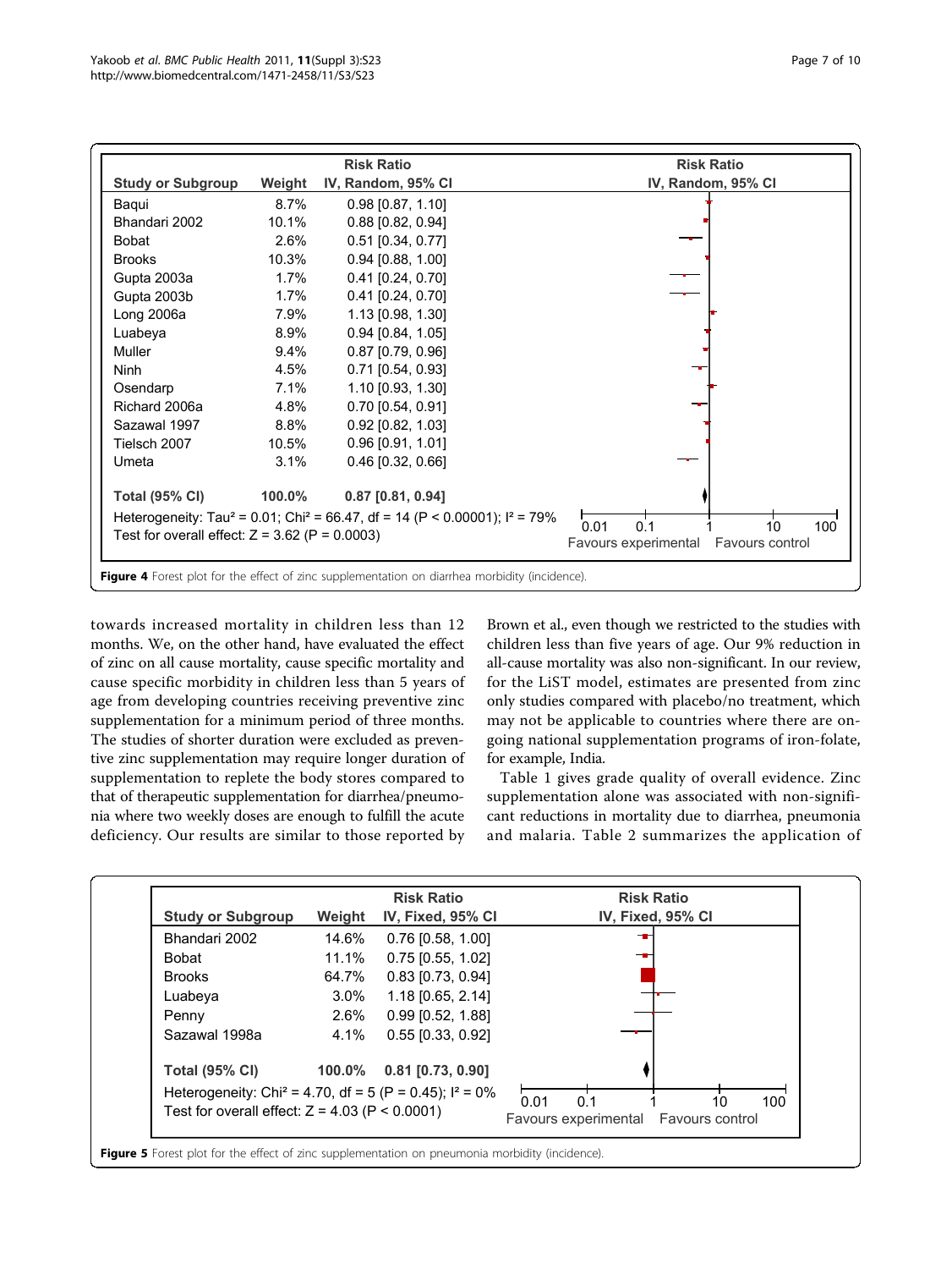| Study or Subgroup | Weight | Risk Ratio IV, Random, 95% CI |
|---|---|---|
| Baqui | 8.7% | 0.98 [0.87, 1.10] |
| Bhandari 2002 | 10.1% | 0.88 [0.82, 0.94] |
| Bobat | 2.6% | 0.51 [0.34, 0.77] |
| Brooks | 10.3% | 0.94 [0.88, 1.00] |
| Gupta 2003a | 1.7% | 0.41 [0.24, 0.70] |
| Gupta 2003b | 1.7% | 0.41 [0.24, 0.70] |
| Long 2006a | 7.9% | 1.13 [0.98, 1.30] |
| Luabeya | 8.9% | 0.94 [0.84, 1.05] |
| Muller | 9.4% | 0.87 [0.79, 0.96] |
| Ninh | 4.5% | 0.71 [0.54, 0.93] |
| Osendarp | 7.1% | 1.10 [0.93, 1.30] |
| Richard 2006a | 4.8% | 0.70 [0.54, 0.91] |
| Sazawal 1997 | 8.8% | 0.92 [0.82, 1.03] |
| Tielsch 2007 | 10.5% | 0.96 [0.91, 1.01] |
| Umeta | 3.1% | 0.46 [0.32, 0.66] |
| **Total (95% CI)** | **100.0%** | **0.87 [0.81, 0.94]** |

Heterogeneity: $Tau^2 = 0.01$; $Chi^2 = 66.47$, $df = 14$ ($P < 0.00001$); $I^2 = 79\%$
Test for overall effect: $Z = 3.62$ ($P = 0.0003$)

**Figure 4** Forest plot for the effect of zinc supplementation on diarrhea morbidity (incidence).

towards increased mortality in children less than 12 months. We, on the other hand, have evaluated the effect of zinc on all cause mortality, cause specific mortality and cause specific morbidity in children less than 5 years of age from developing countries receiving preventive zinc supplementation for a minimum period of three months. The studies of shorter duration were excluded as preventive zinc supplementation may require longer duration of supplementation to replete the body stores compared to that of therapeutic supplementation for diarrhea/pneumonia where two weekly doses are enough to fulfill the acute deficiency. Our results are similar to those reported by Brown et al., even though we restricted to the studies with children less than five years of age. Our 9% reduction in all-cause mortality was also non-significant. In our review, for the LiST model, estimates are presented from zinc only studies compared with placebo/no treatment, which may not be applicable to countries where there are on-going national supplementation programs of iron-folate, for example, India.

Table 1 gives grade quality of overall evidence. Zinc supplementation alone was associated with non-significant reductions in mortality due to diarrhea, pneumonia and malaria. Table 2 summarizes the application of

| Study or Subgroup | Weight | Risk Ratio IV, Fixed, 95% CI |
|---|---|---|
| Bhandari 2002 | 14.6% | 0.76 [0.58, 1.00] |
| Bobat | 11.1% | 0.75 [0.55, 1.02] |
| Brooks | 64.7% | 0.83 [0.73, 0.94] |
| Luabeya | 3.0% | 1.18 [0.65, 2.14] |
| Penny | 2.6% | 0.99 [0.52, 1.88] |
| Sazawal 1998a | 4.1% | 0.55 [0.33, 0.92] |
| **Total (95% CI)** | **100.0%** | **0.81 [0.73, 0.90]** |

Heterogeneity: $Chi^2 = 4.70$, $df = 5$ ($P = 0.45$); $I^2 = 0\%$
Test for overall effect: $Z = 4.03$ ($P < 0.0001$)

**Figure 5** Forest plot for the effect of zinc supplementation on pneumonia morbidity (incidence).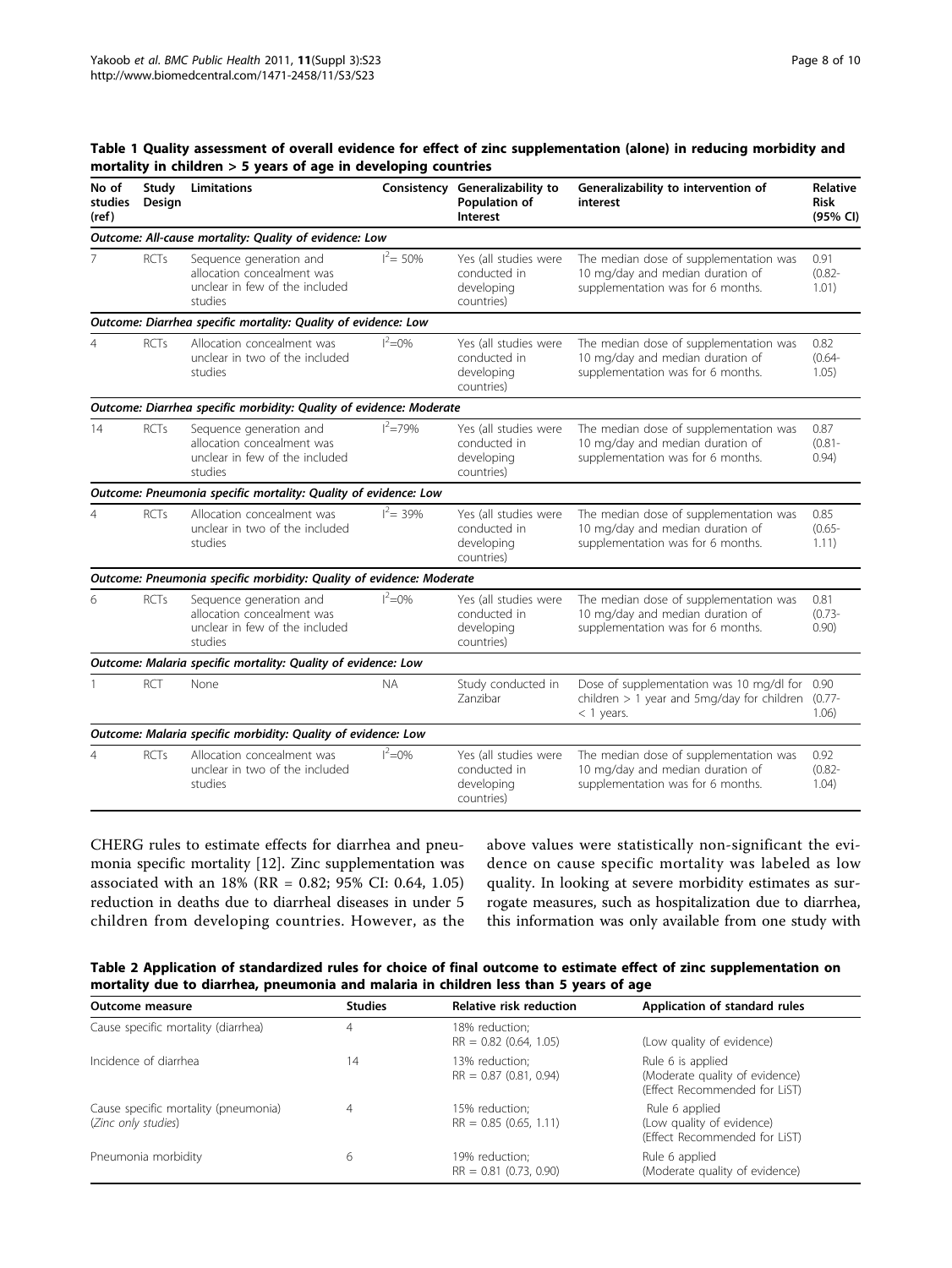**Table 1 Quality assessment of overall evidence for effect of zinc supplementation (alone) in reducing morbidity and mortality in children > 5 years of age in developing countries**

| No of studies (ref) | Study Design | Limitations | Consistency | Generalizability to Population of Interest | Generalizability to intervention of interest | Relative Risk (95% CI) |
|---|---|---|---|---|---|---|
| *Outcome: All-cause mortality: Quality of evidence: Low* | | | | | | |
| 7 | RCTs | Sequence generation and allocation concealment was unclear in few of the included studies | $I^2$= 50% | Yes (all studies were conducted in developing countries) | The median dose of supplementation was 10 mg/day and median duration of supplementation was for 6 months. | 0.91 (0.82-1.01) |
| *Outcome: Diarrhea specific mortality: Quality of evidence: Low* | | | | | | |
| 4 | RCTs | Allocation concealment was unclear in two of the included studies | $I^2$=0% | Yes (all studies were conducted in developing countries) | The median dose of supplementation was 10 mg/day and median duration of supplementation was for 6 months. | 0.82 (0.64-1.05) |
| *Outcome: Diarrhea specific morbidity: Quality of evidence: Moderate* | | | | | | |
| 14 | RCTs | Sequence generation and allocation concealment was unclear in few of the included studies | $I^2$=79% | Yes (all studies were conducted in developing countries) | The median dose of supplementation was 10 mg/day and median duration of supplementation was for 6 months. | 0.87 (0.81-0.94) |
| *Outcome: Pneumonia specific mortality: Quality of evidence: Low* | | | | | | |
| 4 | RCTs | Allocation concealment was unclear in two of the included studies | $I^2$= 39% | Yes (all studies were conducted in developing countries) | The median dose of supplementation was 10 mg/day and median duration of supplementation was for 6 months. | 0.85 (0.65-1.11) |
| *Outcome: Pneumonia specific morbidity: Quality of evidence: Moderate* | | | | | | |
| 6 | RCTs | Sequence generation and allocation concealment was unclear in few of the included studies | $I^2$=0% | Yes (all studies were conducted in developing countries) | The median dose of supplementation was 10 mg/day and median duration of supplementation was for 6 months. | 0.81 (0.73-0.90) |
| *Outcome: Malaria specific mortality: Quality of evidence: Low* | | | | | | |
| 1 | RCT | None | NA | Study conducted in Zanzibar | Dose of supplementation was 10 mg/dl for children > 1 year and 5mg/day for children < 1 years. | 0.90 (0.77-1.06) |
| *Outcome: Malaria specific morbidity: Quality of evidence: Low* | | | | | | |
| 4 | RCTs | Allocation concealment was unclear in two of the included studies | $I^2$=0% | Yes (all studies were conducted in developing countries) | The median dose of supplementation was 10 mg/day and median duration of supplementation was for 6 months. | 0.92 (0.82-1.04) |

CHERG rules to estimate effects for diarrhea and pneumonia specific mortality [12]. Zinc supplementation was associated with an 18% (RR = 0.82; 95% CI: 0.64, 1.05) reduction in deaths due to diarrheal diseases in under 5 children from developing countries. However, as the above values were statistically non-significant the evidence on cause specific mortality was labeled as low quality. In looking at severe morbidity estimates as surrogate measures, such as hospitalization due to diarrhea, this information was only available from one study with

**Table 2 Application of standardized rules for choice of final outcome to estimate effect of zinc supplementation on mortality due to diarrhea, pneumonia and malaria in children less than 5 years of age**

| Outcome measure | Studies | Relative risk reduction | Application of standard rules |
|---|---|---|---|
| Cause specific mortality (diarrhea) | 4 | 18% reduction; RR = 0.82 (0.64, 1.05) | (Low quality of evidence) |
| Incidence of diarrhea | 14 | 13% reduction; RR = 0.87 (0.81, 0.94) | Rule 6 is applied (Moderate quality of evidence) (Effect Recommended for LiST) |
| Cause specific mortality (pneumonia) (*Zinc only studies*) | 4 | 15% reduction; RR = 0.85 (0.65, 1.11) | Rule 6 applied (Low quality of evidence) (Effect Recommended for LiST) |
| Pneumonia morbidity | 6 | 19% reduction; RR = 0.81 (0.73, 0.90) | Rule 6 applied (Moderate quality of evidence) |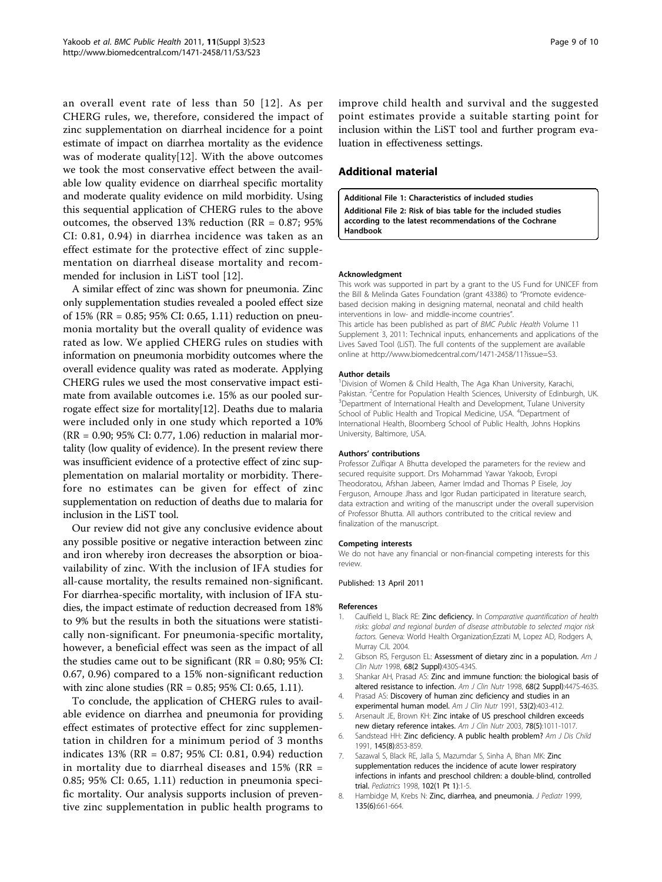an overall event rate of less than 50 [12]. As per CHERG rules, we, therefore, considered the impact of zinc supplementation on diarrheal incidence for a point estimate of impact on diarrhea mortality as the evidence was of moderate quality[12]. With the above outcomes we took the most conservative effect between the available low quality evidence on diarrheal specific mortality and moderate quality evidence on mild morbidity. Using this sequential application of CHERG rules to the above outcomes, the observed 13% reduction (RR = 0.87; 95% CI: 0.81, 0.94) in diarrhea incidence was taken as an effect estimate for the protective effect of zinc supplementation on diarrheal disease mortality and recommended for inclusion in LiST tool [12].

A similar effect of zinc was shown for pneumonia. Zinc only supplementation studies revealed a pooled effect size of 15% (RR = 0.85; 95% CI: 0.65, 1.11) reduction on pneumonia mortality but the overall quality of evidence was rated as low. We applied CHERG rules on studies with information on pneumonia morbidity outcomes where the overall evidence quality was rated as moderate. Applying CHERG rules we used the most conservative impact estimate from available outcomes i.e. 15% as our pooled surrogate effect size for mortality[12]. Deaths due to malaria were included only in one study which reported a 10% (RR = 0.90; 95% CI: 0.77, 1.06) reduction in malarial mortality (low quality of evidence). In the present review there was insufficient evidence of a protective effect of zinc supplementation on malarial mortality or morbidity. Therefore no estimates can be given for effect of zinc supplementation on reduction of deaths due to malaria for inclusion in the LiST tool.

Our review did not give any conclusive evidence about any possible positive or negative interaction between zinc and iron whereby iron decreases the absorption or bioavailability of zinc. With the inclusion of IFA studies for all-cause mortality, the results remained non-significant. For diarrhea-specific mortality, with inclusion of IFA studies, the impact estimate of reduction decreased from 18% to 9% but the results in both the situations were statistically non-significant. For pneumonia-specific mortality, however, a beneficial effect was seen as the impact of all the studies came out to be significant (RR = 0.80; 95% CI: 0.67, 0.96) compared to a 15% non-significant reduction with zinc alone studies (RR = 0.85; 95% CI: 0.65, 1.11).

To conclude, the application of CHERG rules to available evidence on diarrhea and pneumonia for providing effect estimates of protective effect for zinc supplementation in children for a minimum period of 3 months indicates 13% (RR = 0.87; 95% CI: 0.81, 0.94) reduction in mortality due to diarrheal diseases and 15% (RR = 0.85; 95% CI: 0.65, 1.11) reduction in pneumonia specific mortality. Our analysis supports inclusion of preventive zinc supplementation in public health programs to improve child health and survival and the suggested point estimates provide a suitable starting point for inclusion within the LiST tool and further program evaluation in effectiveness settings.

## Additional material

**Additional File 1: Characteristics of included studies**

**Additional File 2: Risk of bias table for the included studies according to the latest recommendations of the Cochrane Handbook**

#### Acknowledgment

This work was supported in part by a grant to the US Fund for UNICEF from the Bill & Melinda Gates Foundation (grant 43386) to "Promote evidence-based decision making in designing maternal, neonatal and child health interventions in low- and middle-income countries".

This article has been published as part of *BMC Public Health* Volume 11 Supplement 3, 2011: Technical inputs, enhancements and applications of the Lives Saved Tool (LiST). The full contents of the supplement are available online at http://www.biomedcentral.com/1471-2458/11?issue=S3.

#### Author details

[1]Division of Women & Child Health, The Aga Khan University, Karachi, Pakistan. [2]Centre for Population Health Sciences, University of Edinburgh, UK. [3]Department of International Health and Development, Tulane University School of Public Health and Tropical Medicine, USA. [4]Department of International Health, Bloomberg School of Public Health, Johns Hopkins University, Baltimore, USA.

#### Authors' contributions

Professor Zulfiqar A Bhutta developed the parameters for the review and secured requisite support. Drs Mohammad Yawar Yakoob, Evropi Theodoratou, Afshan Jabeen, Aamer Imdad and Thomas P Eisele, Joy Ferguson, Arnoupe Jhass and Igor Rudan participated in literature search, data extraction and writing of the manuscript under the overall supervision of Professor Bhutta. All authors contributed to the critical review and finalization of the manuscript.

#### Competing interests

We do not have any financial or non-financial competing interests for this review.

Published: 13 April 2011

#### References

1. Caulfield L, Black RE: **Zinc deficiency.** In *Comparative quantification of health risks: global and regional burden of disease attributable to selected major risk factors.* Geneva: World Health Organization;Ezzati M, Lopez AD, Rodgers A, Murray CJL 2004.
2. Gibson RS, Ferguson EL: **Assessment of dietary zinc in a population.** *Am J Clin Nutr* 1998, **68(2 Suppl)**:430S-434S.
3. Shankar AH, Prasad AS: **Zinc and immune function: the biological basis of altered resistance to infection.** *Am J Clin Nutr* 1998, **68(2 Suppl)**:447S-463S.
4. Prasad AS: **Discovery of human zinc deficiency and studies in an experimental human model.** *Am J Clin Nutr* 1991, **53(2)**:403-412.
5. Arsenault JE, Brown KH: **Zinc intake of US preschool children exceeds new dietary reference intakes.** *Am J Clin Nutr* 2003, **78(5)**:1011-1017.
6. Sandstead HH: **Zinc deficiency. A public health problem?** *Am J Dis Child* 1991, **145(8)**:853-859.
7. Sazawal S, Black RE, Jalla S, Mazumdar S, Sinha A, Bhan MK: **Zinc supplementation reduces the incidence of acute lower respiratory infections in infants and preschool children: a double-blind, controlled trial.** *Pediatrics* 1998, **102(1 Pt 1)**:1-5.
8. Hambidge M, Krebs N: **Zinc, diarrhea, and pneumonia.** *J Pediatr* 1999, **135(6)**:661-664.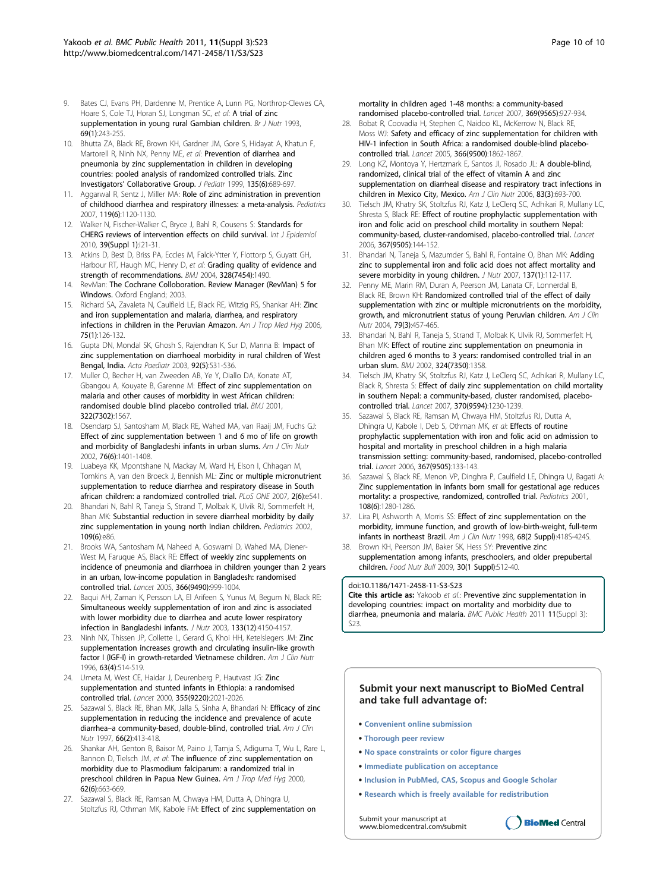9. Bates CJ, Evans PH, Dardenne M, Prentice A, Lunn PG, Northrop-Clewes CA, Hoare S, Cole TJ, Horan SJ, Longman SC, *et al*: **A trial of zinc supplementation in young rural Gambian children.** *Br J Nutr* 1993, **69(1)**:243-255.
10. Bhutta ZA, Black RE, Brown KH, Gardner JM, Gore S, Hidayat A, Khatun F, Martorell R, Ninh NX, Penny ME, *et al*: **Prevention of diarrhea and pneumonia by zinc supplementation in children in developing countries: pooled analysis of randomized controlled trials. Zinc Investigators' Collaborative Group.** *J Pediatr* 1999, **135(6)**:689-697.
11. Aggarwal R, Sentz J, Miller MA: **Role of zinc administration in prevention of childhood diarrhea and respiratory illnesses: a meta-analysis.** *Pediatrics* 2007, **119(6)**:1120-1130.
12. Walker N, Fischer-Walker C, Bryce J, Bahl R, Cousens S: **Standards for CHERG reviews of intervention effects on child survival.** *Int J Epidemiol* 2010, **39(Suppl 1)**:i21-31.
13. Atkins D, Best D, Briss PA, Eccles M, Falck-Ytter Y, Flottorp S, Guyatt GH, Harbour RT, Haugh MC, Henry D, *et al*: **Grading quality of evidence and strength of recommendations.** *BMJ* 2004, **328(7454)**:1490.
14. RevMan: **The Cochrane Colloboration. Review Manager (RevMan) 5 for Windows.** Oxford England; 2003.
15. Richard SA, Zavaleta N, Caulfield LE, Black RE, Witzig RS, Shankar AH: **Zinc and iron supplementation and malaria, diarrhea, and respiratory infections in children in the Peruvian Amazon.** *Am J Trop Med Hyg* 2006, **75(1)**:126-132.
16. Gupta DN, Mondal SK, Ghosh S, Rajendran K, Sur D, Manna B: **Impact of zinc supplementation on diarrhoeal morbidity in rural children of West Bengal, India.** *Acta Paediatr* 2003, **92(5)**:531-536.
17. Muller O, Becher H, van Zweeden AB, Ye Y, Diallo DA, Konate AT, Gbangou A, Kouyate B, Garenne M: **Effect of zinc supplementation on malaria and other causes of morbidity in west African children: randomised double blind placebo controlled trial.** *BMJ* 2001, **322(7302)**:1567.
18. Osendarp SJ, Santosham M, Black RE, Wahed MA, van Raaij JM, Fuchs GJ: **Effect of zinc supplementation between 1 and 6 mo of life on growth and morbidity of Bangladeshi infants in urban slums.** *Am J Clin Nutr* 2002, **76(6)**:1401-1408.
19. Luabeya KK, Mpontshane N, Mackay M, Ward H, Elson I, Chhagan M, Tomkins A, van den Broeck J, Bennish ML: **Zinc or multiple micronutrient supplementation to reduce diarrhea and respiratory disease in South african children: a randomized controlled trial.** *PLoS ONE* 2007, **2(6)**:e541.
20. Bhandari N, Bahl R, Taneja S, Strand T, Molbak K, Ulvik RJ, Sommerfelt H, Bhan MK: **Substantial reduction in severe diarrheal morbidity by daily zinc supplementation in young north Indian children.** *Pediatrics* 2002, **109(6)**:e86.
21. Brooks WA, Santosham M, Naheed A, Goswami D, Wahed MA, Diener-West M, Faruque AS, Black RE: **Effect of weekly zinc supplements on incidence of pneumonia and diarrhoea in children younger than 2 years in an urban, low-income population in Bangladesh: randomised controlled trial.** *Lancet* 2005, **366(9490)**:999-1004.
22. Baqui AH, Zaman K, Persson LA, El Arifeen S, Yunus M, Begum N, Black RE: **Simultaneous weekly supplementation of iron and zinc is associated with lower morbidity due to diarrhea and acute lower respiratory infection in Bangladeshi infants.** *J Nutr* 2003, **133(12)**:4150-4157.
23. Ninh NX, Thissen JP, Collette L, Gerard G, Khoi HH, Ketelslegers JM: **Zinc supplementation increases growth and circulating insulin-like growth factor I (IGF-I) in growth-retarded Vietnamese children.** *Am J Clin Nutr* 1996, **63(4)**:514-519.
24. Umeta M, West CE, Haidar J, Deurenberg P, Hautvast JG: **Zinc supplementation and stunted infants in Ethiopia: a randomised controlled trial.** *Lancet* 2000, **355(9220)**:2021-2026.
25. Sazawal S, Black RE, Bhan MK, Jalla S, Sinha A, Bhandari N: **Efficacy of zinc supplementation in reducing the incidence and prevalence of acute diarrhea–a community-based, double-blind, controlled trial.** *Am J Clin Nutr* 1997, **66(2)**:413-418.
26. Shankar AH, Genton B, Baisor M, Paino J, Tamja S, Adiguma T, Wu L, Rare L, Bannon D, Tielsch JM, *et al*: **The influence of zinc supplementation on morbidity due to Plasmodium falciparum: a randomized trial in preschool children in Papua New Guinea.** *Am J Trop Med Hyg* 2000, **62(6)**:663-669.
27. Sazawal S, Black RE, Ramsan M, Chwaya HM, Dutta A, Dhingra U, Stoltzfus RJ, Othman MK, Kabole FM: **Effect of zinc supplementation on mortality in children aged 1-48 months: a community-based randomised placebo-controlled trial.** *Lancet* 2007, **369(9565)**:927-934.
28. Bobat R, Coovadia H, Stephen C, Naidoo KL, McKerrow N, Black RE, Moss WJ: **Safety and efficacy of zinc supplementation for children with HIV-1 infection in South Africa: a randomised double-blind placebo-controlled trial.** *Lancet* 2005, **366(9500)**:1862-1867.
29. Long KZ, Montoya Y, Hertzmark E, Santos JI, Rosado JL: **A double-blind, randomized, clinical trial of the effect of vitamin A and zinc supplementation on diarrheal disease and respiratory tract infections in children in Mexico City, Mexico.** *Am J Clin Nutr* 2006, **83(3)**:693-700.
30. Tielsch JM, Khatry SK, Stoltzfus RJ, Katz J, LeClerq SC, Adhikari R, Mullany LC, Shresta S, Black RE: **Effect of routine prophylactic supplementation with iron and folic acid on preschool child mortality in southern Nepal: community-based, cluster-randomised, placebo-controlled trial.** *Lancet* 2006, **367(9505)**:144-152.
31. Bhandari N, Taneja S, Mazumder S, Bahl R, Fontaine O, Bhan MK: **Adding zinc to supplemental iron and folic acid does not affect mortality and severe morbidity in young children.** *J Nutr* 2007, **137(1)**:112-117.
32. Penny ME, Marin RM, Duran A, Peerson JM, Lanata CF, Lonnerdal B, Black RE, Brown KH: **Randomized controlled trial of the effect of daily supplementation with zinc or multiple micronutrients on the morbidity, growth, and micronutrient status of young Peruvian children.** *Am J Clin Nutr* 2004, **79(3)**:457-465.
33. Bhandari N, Bahl R, Taneja S, Strand T, Molbak K, Ulvik RJ, Sommerfelt H, Bhan MK: **Effect of routine zinc supplementation on pneumonia in children aged 6 months to 3 years: randomised controlled trial in an urban slum.** *BMJ* 2002, **324(7350)**:1358.
34. Tielsch JM, Khatry SK, Stoltzfus RJ, Katz J, LeClerq SC, Adhikari R, Mullany LC, Black R, Shresta S: **Effect of daily zinc supplementation on child mortality in southern Nepal: a community-based, cluster randomised, placebo-controlled trial.** *Lancet* 2007, **370(9594)**:1230-1239.
35. Sazawal S, Black RE, Ramsan M, Chwaya HM, Stoltzfus RJ, Dutta A, Dhingra U, Kabole I, Deb S, Othman MK, *et al*: **Effects of routine prophylactic supplementation with iron and folic acid on admission to hospital and mortality in preschool children in a high malaria transmission setting: community-based, randomised, placebo-controlled trial.** *Lancet* 2006, **367(9505)**:133-143.
36. Sazawal S, Black RE, Menon VP, Dinghra P, Caulfield LE, Dhingra U, Bagati A: **Zinc supplementation in infants born small for gestational age reduces mortality: a prospective, randomized, controlled trial.** *Pediatrics* 2001, **108(6)**:1280-1286.
37. Lira PI, Ashworth A, Morris SS: **Effect of zinc supplementation on the morbidity, immune function, and growth of low-birth-weight, full-term infants in northeast Brazil.** *Am J Clin Nutr* 1998, **68(2 Suppl)**:418S-424S.
38. Brown KH, Peerson JM, Baker SK, Hess SY: **Preventive zinc supplementation among infants, preschoolers, and older prepubertal children.** *Food Nutr Bull* 2009, **30(1 Suppl)**:S12-40.

doi:10.1186/1471-2458-11-S3-S23

**Cite this article as:** Yakoob *et al.*: Preventive zinc supplementation in developing countries: impact on mortality and morbidity due to diarrhea, pneumonia and malaria. *BMC Public Health* 2011 **11**(Suppl 3): S23.

**Submit your next manuscript to BioMed Central and take full advantage of:**

- **Convenient online submission**
- **Thorough peer review**
- **No space constraints or color figure charges**
- **Immediate publication on acceptance**
- **Inclusion in PubMed, CAS, Scopus and Google Scholar**
- **Research which is freely available for redistribution**

Submit your manuscript at
www.biomedcentral.com/submit

BioMed Central